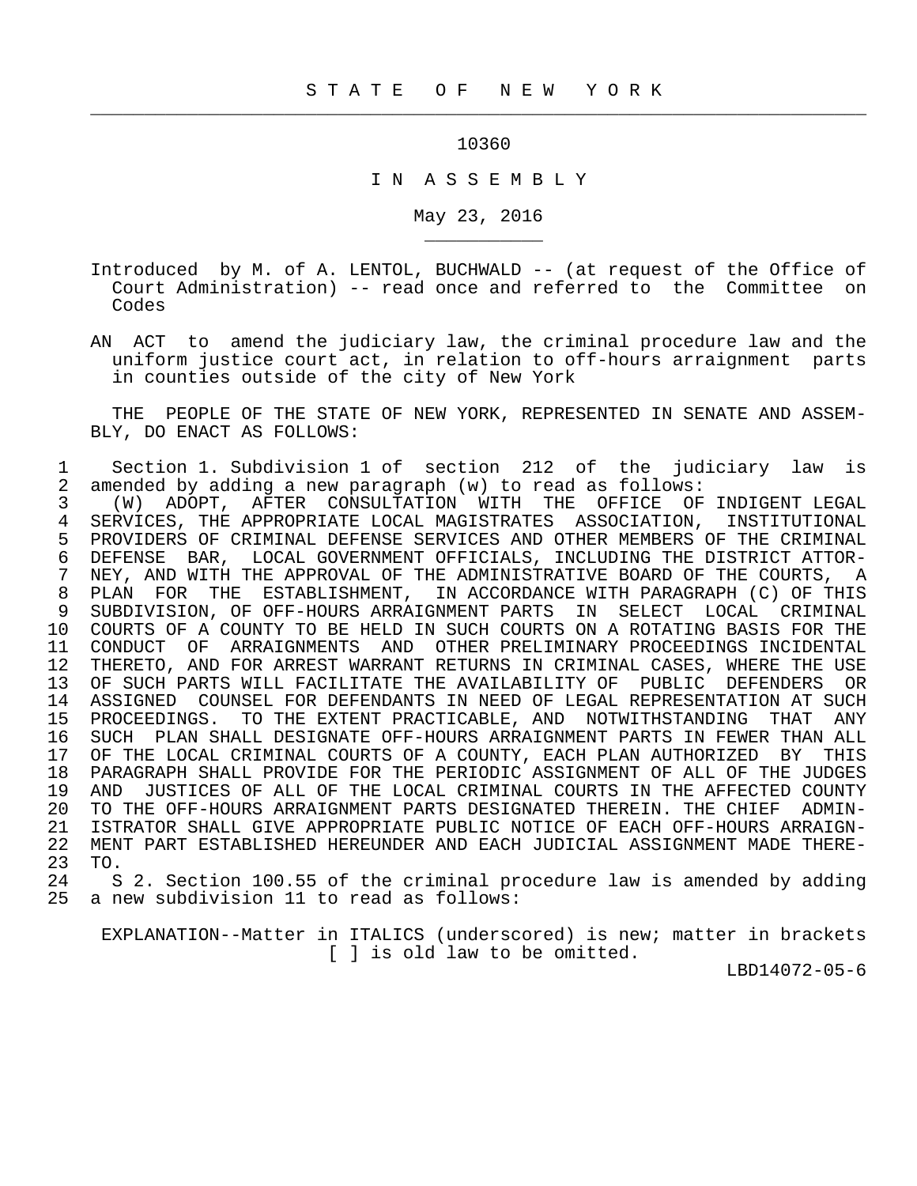# S T A T E O F N E W Y O R K

10360

## I N A S S E M B L Y

May 23, 2016

Introduced by M. of A. LENTOL, BUCHWALD -- (at request of the Office of Court Administration) -- read once and referred to the Committee on Codes

AN ACT to amend the judiciary law, the criminal procedure law and the uniform justice court act, in relation to off-hours arraignment parts in counties outside of the city of New York

THE PEOPLE OF THE STATE OF NEW YORK, REPRESENTED IN SENATE AND ASSEMBLY, DO ENACT AS FOLLOWS:

1 Section 1. Subdivision 1 of section 212 of the judiciary law is
2 amended by adding a new paragraph (w) to read as follows:
3 (W) ADOPT, AFTER CONSULTATION WITH THE OFFICE OF INDIGENT LEGAL
4 SERVICES, THE APPROPRIATE LOCAL MAGISTRATES ASSOCIATION, INSTITUTIONAL
5 PROVIDERS OF CRIMINAL DEFENSE SERVICES AND OTHER MEMBERS OF THE CRIMINAL
6 DEFENSE BAR, LOCAL GOVERNMENT OFFICIALS, INCLUDING THE DISTRICT ATTOR-
7 NEY, AND WITH THE APPROVAL OF THE ADMINISTRATIVE BOARD OF THE COURTS, A
8 PLAN FOR THE ESTABLISHMENT, IN ACCORDANCE WITH PARAGRAPH (C) OF THIS
9 SUBDIVISION, OF OFF-HOURS ARRAIGNMENT PARTS IN SELECT LOCAL CRIMINAL
10 COURTS OF A COUNTY TO BE HELD IN SUCH COURTS ON A ROTATING BASIS FOR THE
11 CONDUCT OF ARRAIGNMENTS AND OTHER PRELIMINARY PROCEEDINGS INCIDENTAL
12 THERETO, AND FOR ARREST WARRANT RETURNS IN CRIMINAL CASES, WHERE THE USE
13 OF SUCH PARTS WILL FACILITATE THE AVAILABILITY OF PUBLIC DEFENDERS OR
14 ASSIGNED COUNSEL FOR DEFENDANTS IN NEED OF LEGAL REPRESENTATION AT SUCH
15 PROCEEDINGS. TO THE EXTENT PRACTICABLE, AND NOTWITHSTANDING THAT ANY
16 SUCH PLAN SHALL DESIGNATE OFF-HOURS ARRAIGNMENT PARTS IN FEWER THAN ALL
17 OF THE LOCAL CRIMINAL COURTS OF A COUNTY, EACH PLAN AUTHORIZED BY THIS
18 PARAGRAPH SHALL PROVIDE FOR THE PERIODIC ASSIGNMENT OF ALL OF THE JUDGES
19 AND JUSTICES OF ALL OF THE LOCAL CRIMINAL COURTS IN THE AFFECTED COUNTY
20 TO THE OFF-HOURS ARRAIGNMENT PARTS DESIGNATED THEREIN. THE CHIEF ADMIN-
21 ISTRATOR SHALL GIVE APPROPRIATE PUBLIC NOTICE OF EACH OFF-HOURS ARRAIGN-
22 MENT PART ESTABLISHED HEREUNDER AND EACH JUDICIAL ASSIGNMENT MADE THERE-
23 TO.
24 S 2. Section 100.55 of the criminal procedure law is amended by adding
25 a new subdivision 11 to read as follows:

EXPLANATION--Matter in ITALICS (underscored) is new; matter in brackets [ ] is old law to be omitted.

LBD14072-05-6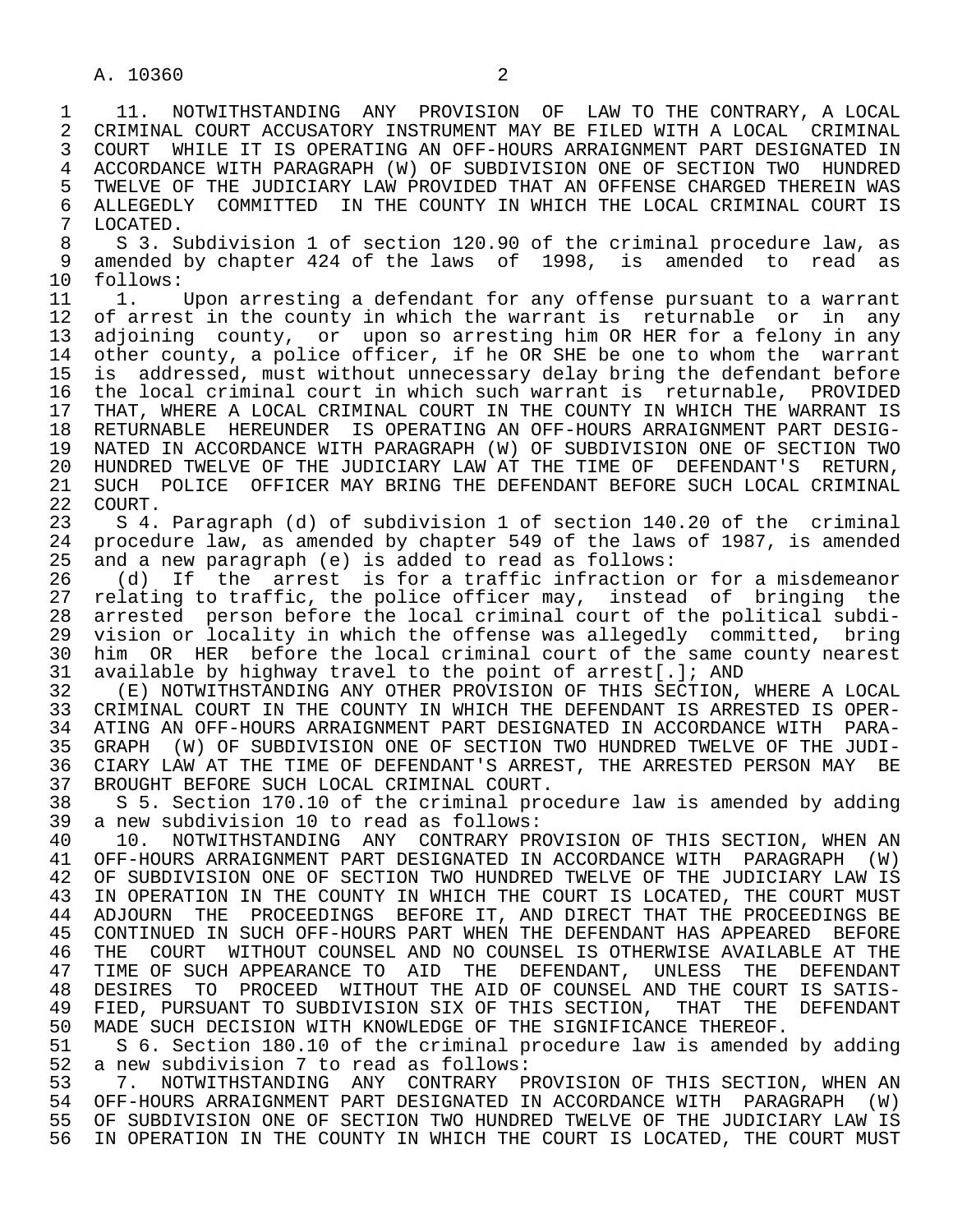11. NOTWITHSTANDING ANY PROVISION OF LAW TO THE CONTRARY, A LOCAL CRIMINAL COURT ACCUSATORY INSTRUMENT MAY BE FILED WITH A LOCAL CRIMINAL COURT WHILE IT IS OPERATING AN OFF-HOURS ARRAIGNMENT PART DESIGNATED IN ACCORDANCE WITH PARAGRAPH (W) OF SUBDIVISION ONE OF SECTION TWO HUNDRED TWELVE OF THE JUDICIARY LAW PROVIDED THAT AN OFFENSE CHARGED THEREIN WAS ALLEGEDLY COMMITTED IN THE COUNTY IN WHICH THE LOCAL CRIMINAL COURT IS LOCATED.

S 3. Subdivision 1 of section 120.90 of the criminal procedure law, as amended by chapter 424 of the laws of 1998, is amended to read as follows:

1. Upon arresting a defendant for any offense pursuant to a warrant of arrest in the county in which the warrant is returnable or in any adjoining county, or upon so arresting him OR HER for a felony in any other county, a police officer, if he OR SHE be one to whom the warrant is addressed, must without unnecessary delay bring the defendant before the local criminal court in which such warrant is returnable, PROVIDED THAT, WHERE A LOCAL CRIMINAL COURT IN THE COUNTY IN WHICH THE WARRANT IS RETURNABLE HEREUNDER IS OPERATING AN OFF-HOURS ARRAIGNMENT PART DESIGNATED IN ACCORDANCE WITH PARAGRAPH (W) OF SUBDIVISION ONE OF SECTION TWO HUNDRED TWELVE OF THE JUDICIARY LAW AT THE TIME OF DEFENDANT'S RETURN, SUCH POLICE OFFICER MAY BRING THE DEFENDANT BEFORE SUCH LOCAL CRIMINAL COURT.

S 4. Paragraph (d) of subdivision 1 of section 140.20 of the criminal procedure law, as amended by chapter 549 of the laws of 1987, is amended and a new paragraph (e) is added to read as follows:

(d) If the arrest is for a traffic infraction or for a misdemeanor relating to traffic, the police officer may, instead of bringing the arrested person before the local criminal court of the political subdivision or locality in which the offense was allegedly committed, bring him OR HER before the local criminal court of the same county nearest available by highway travel to the point of arrest[.]; AND

(E) NOTWITHSTANDING ANY OTHER PROVISION OF THIS SECTION, WHERE A LOCAL CRIMINAL COURT IN THE COUNTY IN WHICH THE DEFENDANT IS ARRESTED IS OPERATING AN OFF-HOURS ARRAIGNMENT PART DESIGNATED IN ACCORDANCE WITH PARAGRAPH (W) OF SUBDIVISION ONE OF SECTION TWO HUNDRED TWELVE OF THE JUDICIARY LAW AT THE TIME OF DEFENDANT'S ARREST, THE ARRESTED PERSON MAY BE BROUGHT BEFORE SUCH LOCAL CRIMINAL COURT.

S 5. Section 170.10 of the criminal procedure law is amended by adding a new subdivision 10 to read as follows:

10. NOTWITHSTANDING ANY CONTRARY PROVISION OF THIS SECTION, WHEN AN OFF-HOURS ARRAIGNMENT PART DESIGNATED IN ACCORDANCE WITH PARAGRAPH (W) OF SUBDIVISION ONE OF SECTION TWO HUNDRED TWELVE OF THE JUDICIARY LAW IS IN OPERATION IN THE COUNTY IN WHICH THE COURT IS LOCATED, THE COURT MUST ADJOURN THE PROCEEDINGS BEFORE IT, AND DIRECT THAT THE PROCEEDINGS BE CONTINUED IN SUCH OFF-HOURS PART WHEN THE DEFENDANT HAS APPEARED BEFORE THE COURT WITHOUT COUNSEL AND NO COUNSEL IS OTHERWISE AVAILABLE AT THE TIME OF SUCH APPEARANCE TO AID THE DEFENDANT, UNLESS THE DEFENDANT DESIRES TO PROCEED WITHOUT THE AID OF COUNSEL AND THE COURT IS SATISFIED, PURSUANT TO SUBDIVISION SIX OF THIS SECTION, THAT THE DEFENDANT MADE SUCH DECISION WITH KNOWLEDGE OF THE SIGNIFICANCE THEREOF.

S 6. Section 180.10 of the criminal procedure law is amended by adding a new subdivision 7 to read as follows:

7. NOTWITHSTANDING ANY CONTRARY PROVISION OF THIS SECTION, WHEN AN OFF-HOURS ARRAIGNMENT PART DESIGNATED IN ACCORDANCE WITH PARAGRAPH (W) OF SUBDIVISION ONE OF SECTION TWO HUNDRED TWELVE OF THE JUDICIARY LAW IS IN OPERATION IN THE COUNTY IN WHICH THE COURT IS LOCATED, THE COURT MUST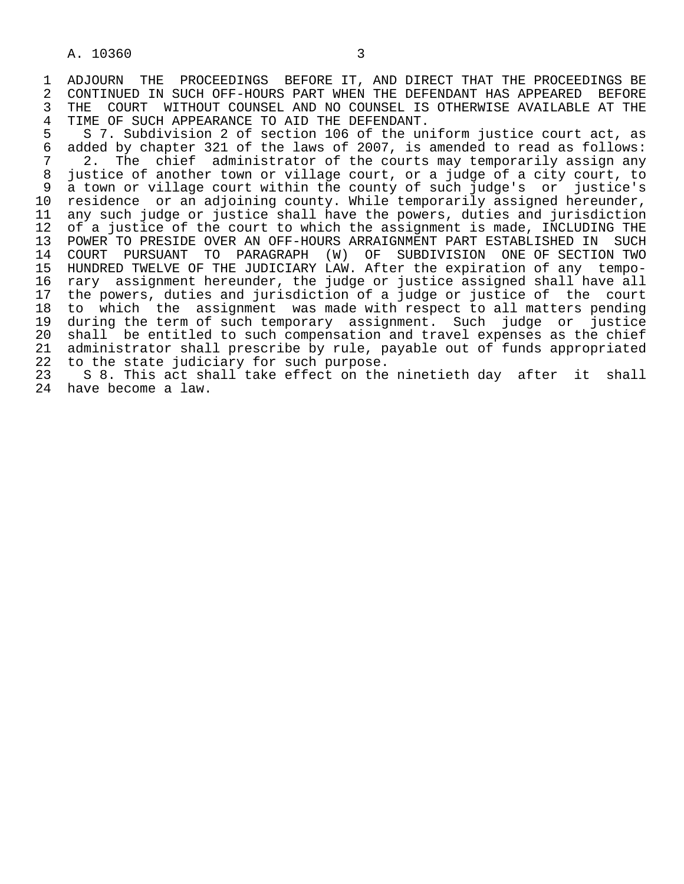ADJOURN THE PROCEEDINGS BEFORE IT, AND DIRECT THAT THE PROCEEDINGS BE CONTINUED IN SUCH OFF-HOURS PART WHEN THE DEFENDANT HAS APPEARED BEFORE THE COURT WITHOUT COUNSEL AND NO COUNSEL IS OTHERWISE AVAILABLE AT THE TIME OF SUCH APPEARANCE TO AID THE DEFENDANT.

S 7. Subdivision 2 of section 106 of the uniform justice court act, as added by chapter 321 of the laws of 2007, is amended to read as follows:

2. The chief administrator of the courts may temporarily assign any justice of another town or village court, or a judge of a city court, to a town or village court within the county of such judge's or justice's residence or an adjoining county. While temporarily assigned hereunder, any such judge or justice shall have the powers, duties and jurisdiction of a justice of the court to which the assignment is made, INCLUDING THE POWER TO PRESIDE OVER AN OFF-HOURS ARRAIGNMENT PART ESTABLISHED IN SUCH COURT PURSUANT TO PARAGRAPH (W) OF SUBDIVISION ONE OF SECTION TWO HUNDRED TWELVE OF THE JUDICIARY LAW. After the expiration of any temporary assignment hereunder, the judge or justice assigned shall have all the powers, duties and jurisdiction of a judge or justice of the court to which the assignment was made with respect to all matters pending during the term of such temporary assignment. Such judge or justice shall be entitled to such compensation and travel expenses as the chief administrator shall prescribe by rule, payable out of funds appropriated to the state judiciary for such purpose.

S 8. This act shall take effect on the ninetieth day after it shall have become a law.